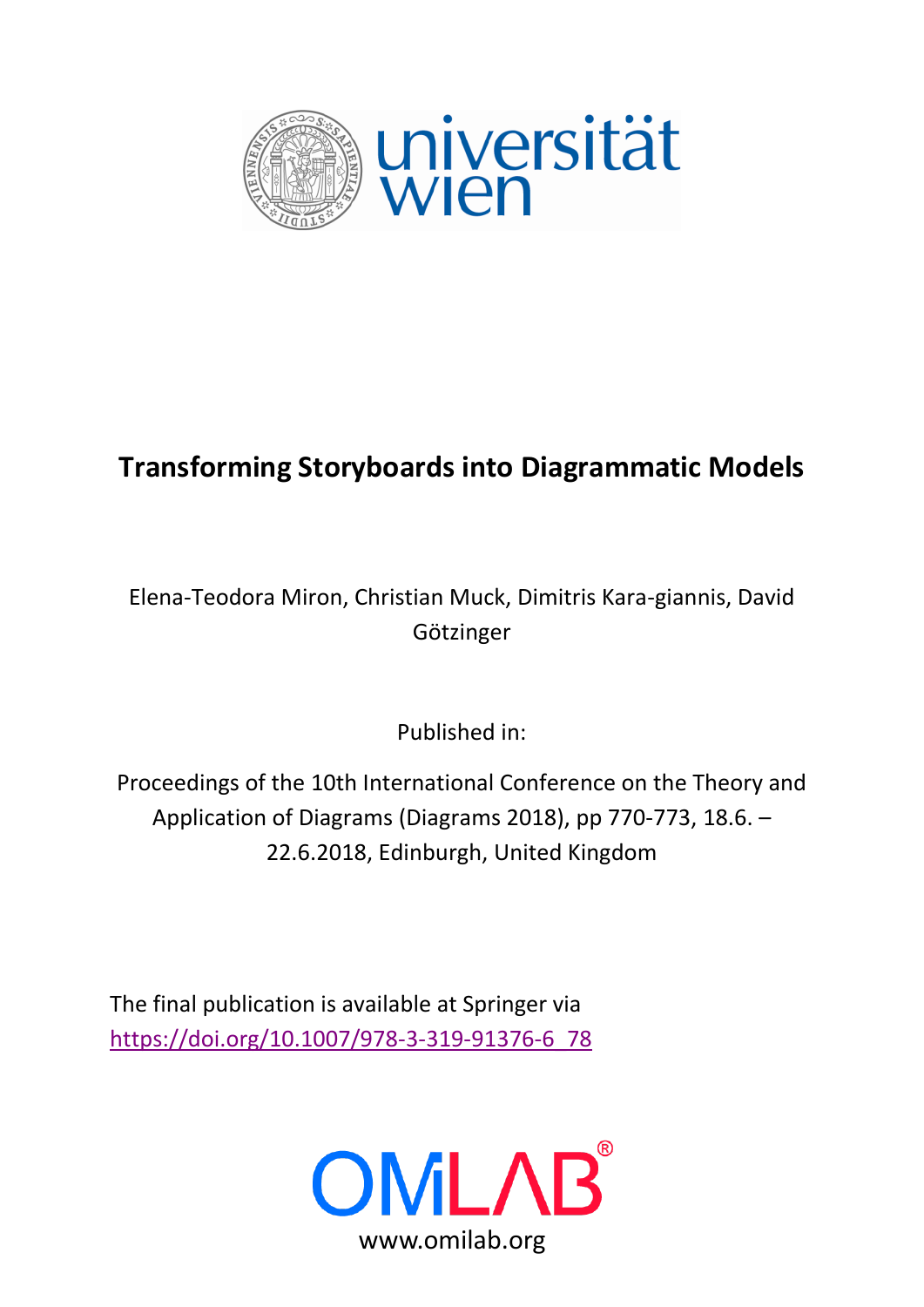# Transforming Storyboards into Diagrammatic Models

Elena-Teodora Miron, Christian Muck, Dimitris Kara-giannis, David Götzinger

Published in:

Proceedings of the 10th International Conference on the Theory and Application of Diagrams (Diagrams 2018), pp 770-773, 18.6. – 22.6.2018, Edinburgh, United Kingdom

The final publication is available at Springer via https://doi.org/10.1007/978-3-319-91376-6_78

OMiLAB®

www.omilab.org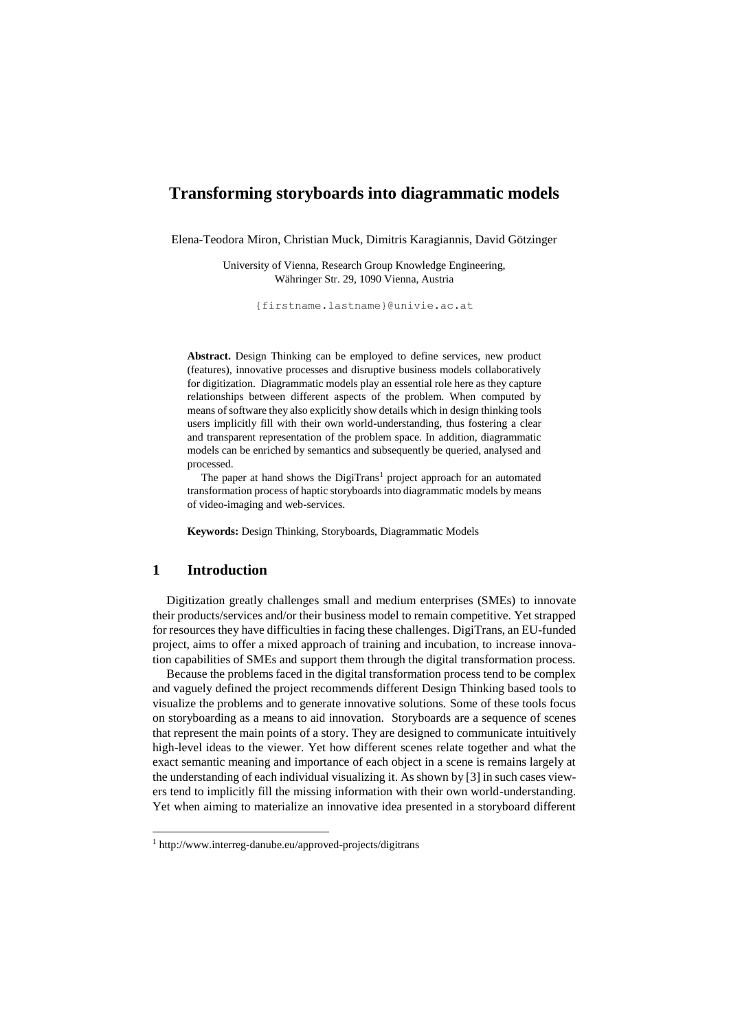# Transforming storyboards into diagrammatic models

Elena-Teodora Miron, Christian Muck, Dimitris Karagiannis, David Götzinger

University of Vienna, Research Group Knowledge Engineering,
Währinger Str. 29, 1090 Vienna, Austria

{firstname.lastname}@univie.ac.at

**Abstract.** Design Thinking can be employed to define services, new product (features), innovative processes and disruptive business models collaboratively for digitization. Diagrammatic models play an essential role here as they capture relationships between different aspects of the problem. When computed by means of software they also explicitly show details which in design thinking tools users implicitly fill with their own world-understanding, thus fostering a clear and transparent representation of the problem space. In addition, diagrammatic models can be enriched by semantics and subsequently be queried, analysed and processed.

The paper at hand shows the DigiTrans[1] project approach for an automated transformation process of haptic storyboards into diagrammatic models by means of video-imaging and web-services.

**Keywords:** Design Thinking, Storyboards, Diagrammatic Models

## 1 Introduction

Digitization greatly challenges small and medium enterprises (SMEs) to innovate their products/services and/or their business model to remain competitive. Yet strapped for resources they have difficulties in facing these challenges. DigiTrans, an EU-funded project, aims to offer a mixed approach of training and incubation, to increase innovation capabilities of SMEs and support them through the digital transformation process.

Because the problems faced in the digital transformation process tend to be complex and vaguely defined the project recommends different Design Thinking based tools to visualize the problems and to generate innovative solutions. Some of these tools focus on storyboarding as a means to aid innovation. Storyboards are a sequence of scenes that represent the main points of a story. They are designed to communicate intuitively high-level ideas to the viewer. Yet how different scenes relate together and what the exact semantic meaning and importance of each object in a scene is remains largely at the understanding of each individual visualizing it. As shown by [3] in such cases viewers tend to implicitly fill the missing information with their own world-understanding. Yet when aiming to materialize an innovative idea presented in a storyboard different

[1] http://www.interreg-danube.eu/approved-projects/digitrans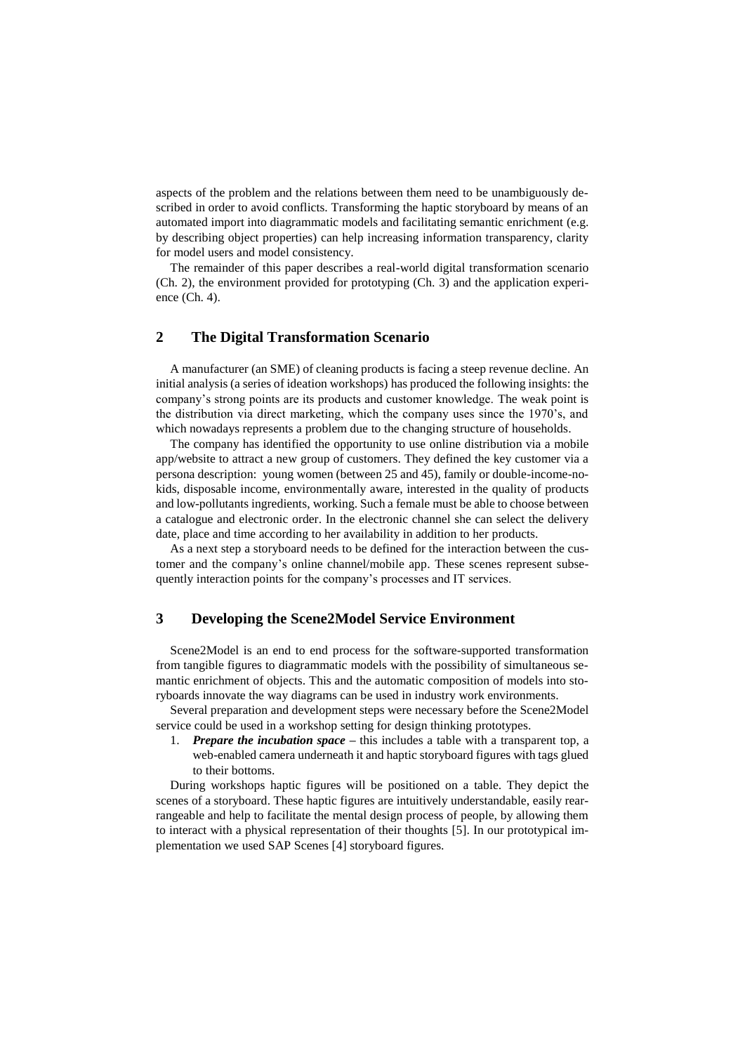aspects of the problem and the relations between them need to be unambiguously described in order to avoid conflicts. Transforming the haptic storyboard by means of an automated import into diagrammatic models and facilitating semantic enrichment (e.g. by describing object properties) can help increasing information transparency, clarity for model users and model consistency.

The remainder of this paper describes a real-world digital transformation scenario (Ch. 2), the environment provided for prototyping (Ch. 3) and the application experience (Ch. 4).

## 2 The Digital Transformation Scenario

A manufacturer (an SME) of cleaning products is facing a steep revenue decline. An initial analysis (a series of ideation workshops) has produced the following insights: the company's strong points are its products and customer knowledge. The weak point is the distribution via direct marketing, which the company uses since the 1970's, and which nowadays represents a problem due to the changing structure of households.

The company has identified the opportunity to use online distribution via a mobile app/website to attract a new group of customers. They defined the key customer via a persona description: young women (between 25 and 45), family or double-income-no-kids, disposable income, environmentally aware, interested in the quality of products and low-pollutants ingredients, working. Such a female must be able to choose between a catalogue and electronic order. In the electronic channel she can select the delivery date, place and time according to her availability in addition to her products.

As a next step a storyboard needs to be defined for the interaction between the customer and the company's online channel/mobile app. These scenes represent subsequently interaction points for the company's processes and IT services.

## 3 Developing the Scene2Model Service Environment

Scene2Model is an end to end process for the software-supported transformation from tangible figures to diagrammatic models with the possibility of simultaneous semantic enrichment of objects. This and the automatic composition of models into storyboards innovate the way diagrams can be used in industry work environments.

Several preparation and development steps were necessary before the Scene2Model service could be used in a workshop setting for design thinking prototypes.

1. ***Prepare the incubation space*** – this includes a table with a transparent top, a web-enabled camera underneath it and haptic storyboard figures with tags glued to their bottoms.

During workshops haptic figures will be positioned on a table. They depict the scenes of a storyboard. These haptic figures are intuitively understandable, easily rearrangeable and help to facilitate the mental design process of people, by allowing them to interact with a physical representation of their thoughts [5]. In our prototypical implementation we used SAP Scenes [4] storyboard figures.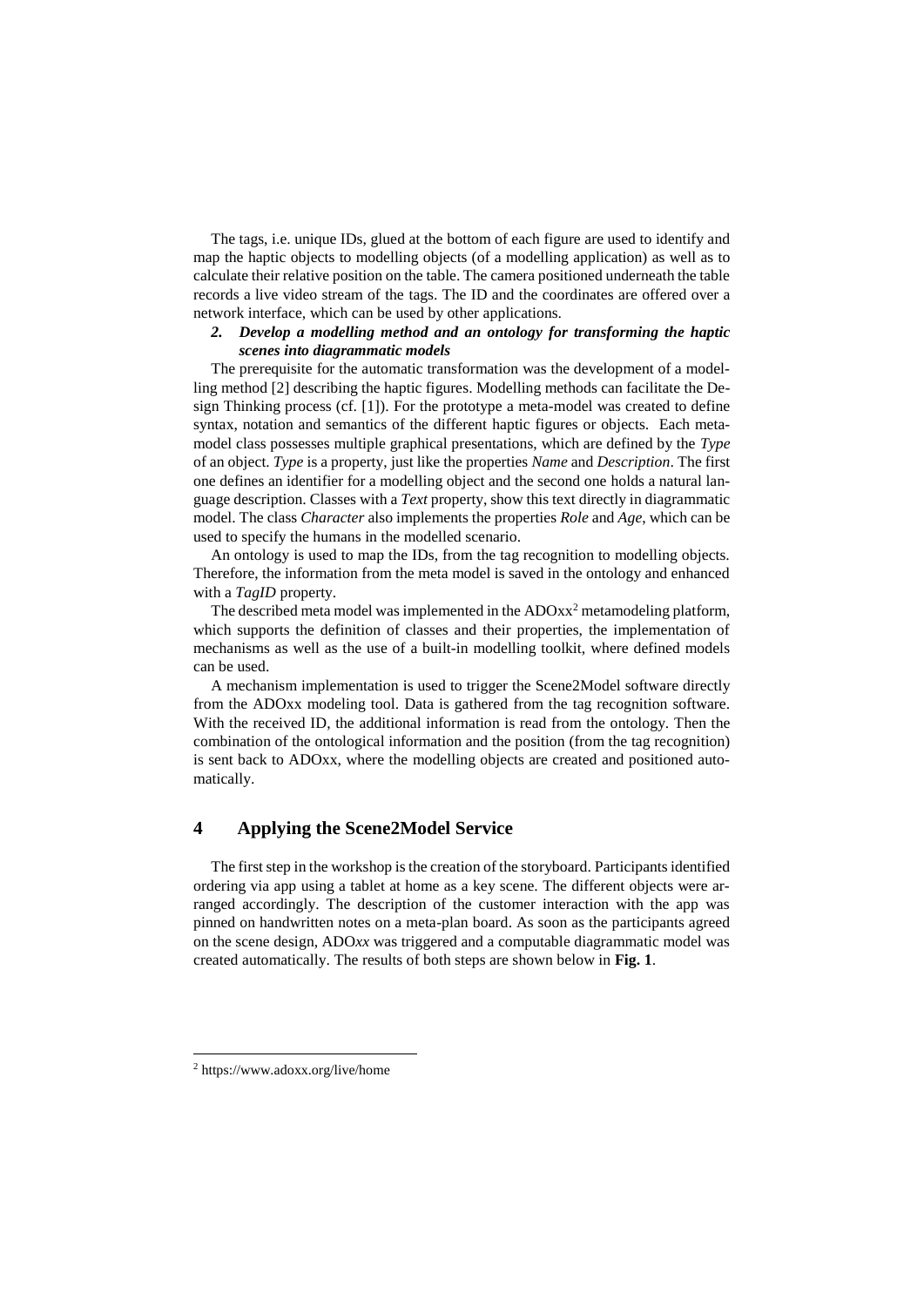The tags, i.e. unique IDs, glued at the bottom of each figure are used to identify and map the haptic objects to modelling objects (of a modelling application) as well as to calculate their relative position on the table. The camera positioned underneath the table records a live video stream of the tags. The ID and the coordinates are offered over a network interface, which can be used by other applications.

***2. Develop a modelling method and an ontology for transforming the haptic scenes into diagrammatic models***

The prerequisite for the automatic transformation was the development of a modelling method [2] describing the haptic figures. Modelling methods can facilitate the Design Thinking process (cf. [1]). For the prototype a meta-model was created to define syntax, notation and semantics of the different haptic figures or objects. Each meta-model class possesses multiple graphical presentations, which are defined by the *Type* of an object. *Type* is a property, just like the properties *Name* and *Description*. The first one defines an identifier for a modelling object and the second one holds a natural language description. Classes with a *Text* property, show this text directly in diagrammatic model. The class *Character* also implements the properties *Role* and *Age*, which can be used to specify the humans in the modelled scenario.

An ontology is used to map the IDs, from the tag recognition to modelling objects. Therefore, the information from the meta model is saved in the ontology and enhanced with a *TagID* property.

The described meta model was implemented in the ADOxx[2] metamodeling platform, which supports the definition of classes and their properties, the implementation of mechanisms as well as the use of a built-in modelling toolkit, where defined models can be used.

A mechanism implementation is used to trigger the Scene2Model software directly from the ADOxx modeling tool. Data is gathered from the tag recognition software. With the received ID, the additional information is read from the ontology. Then the combination of the ontological information and the position (from the tag recognition) is sent back to ADOxx, where the modelling objects are created and positioned automatically.

## 4 Applying the Scene2Model Service

The first step in the workshop is the creation of the storyboard. Participants identified ordering via app using a tablet at home as a key scene. The different objects were arranged accordingly. The description of the customer interaction with the app was pinned on handwritten notes on a meta-plan board. As soon as the participants agreed on the scene design, ADO*xx* was triggered and a computable diagrammatic model was created automatically. The results of both steps are shown below in **Fig. 1**.

[2] https://www.adoxx.org/live/home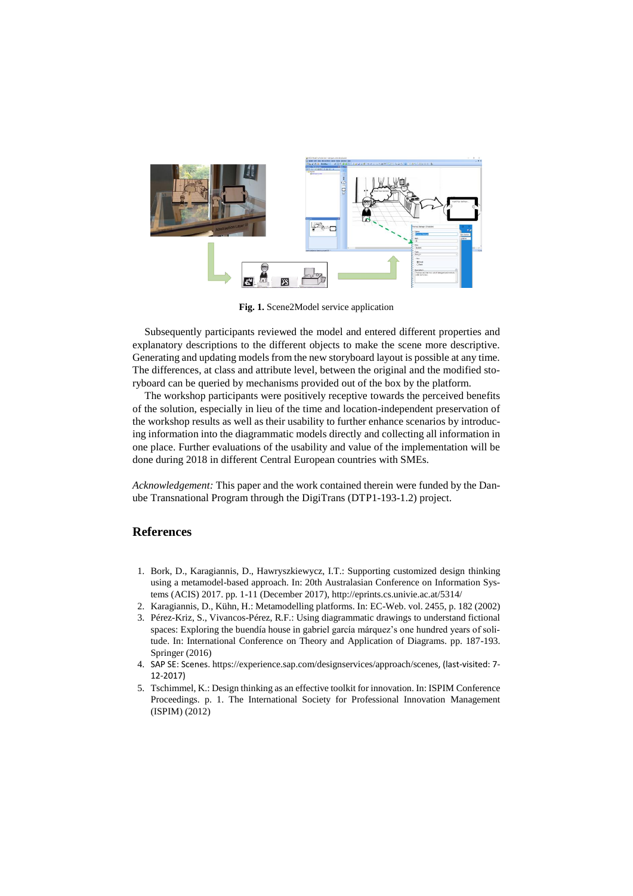**Fig. 1.** Scene2Model service application

Subsequently participants reviewed the model and entered different properties and explanatory descriptions to the different objects to make the scene more descriptive. Generating and updating models from the new storyboard layout is possible at any time. The differences, at class and attribute level, between the original and the modified storyboard can be queried by mechanisms provided out of the box by the platform.

The workshop participants were positively receptive towards the perceived benefits of the solution, especially in lieu of the time and location-independent preservation of the workshop results as well as their usability to further enhance scenarios by introducing information into the diagrammatic models directly and collecting all information in one place. Further evaluations of the usability and value of the implementation will be done during 2018 in different Central European countries with SMEs.

*Acknowledgement:* This paper and the work contained therein were funded by the Danube Transnational Program through the DigiTrans (DTP1-193-1.2) project.

## References

1. Bork, D., Karagiannis, D., Hawryszkiewycz, I.T.: Supporting customized design thinking using a metamodel-based approach. In: 20th Australasian Conference on Information Systems (ACIS) 2017. pp. 1-11 (December 2017), http://eprints.cs.univie.ac.at/5314/
2. Karagiannis, D., Kühn, H.: Metamodelling platforms. In: EC-Web. vol. 2455, p. 182 (2002)
3. Pérez-Kriz, S., Vivancos-Pérez, R.F.: Using diagrammatic drawings to understand fictional spaces: Exploring the buendía house in gabriel garcía márquez's one hundred years of solitude. In: International Conference on Theory and Application of Diagrams. pp. 187-193. Springer (2016)
4. SAP SE: Scenes. https://experience.sap.com/designservices/approach/scenes, (last-visited: 7-12-2017)
5. Tschimmel, K.: Design thinking as an effective toolkit for innovation. In: ISPIM Conference Proceedings. p. 1. The International Society for Professional Innovation Management (ISPIM) (2012)